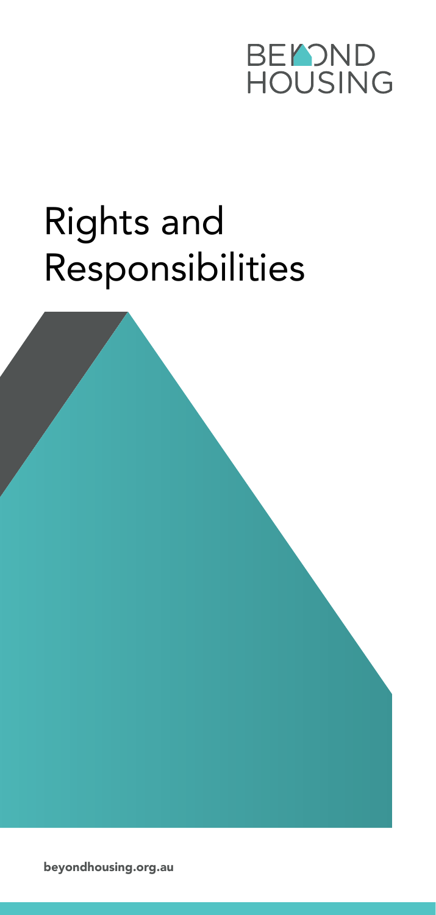BEYOND HOUSING

# Rights and Responsibilities

**beyondhousing.org.au**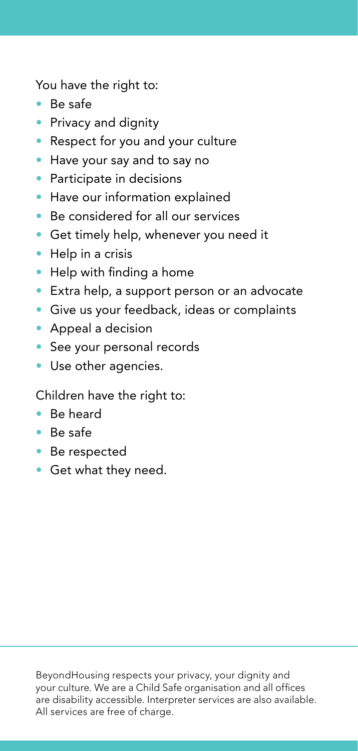You have the right to:

- Be safe
- Privacy and dignity
- Respect for you and your culture
- Have your say and to say no
- Participate in decisions
- Have our information explained
- Be considered for all our services
- Get timely help, whenever you need it
- Help in a crisis
- Help with finding a home
- Extra help, a support person or an advocate
- Give us your feedback, ideas or complaints
- Appeal a decision
- See your personal records
- Use other agencies.

Children have the right to:

- Be heard
- Be safe
- Be respected
- Get what they need.

---

BeyondHousing respects your privacy, your dignity and your culture. We are a Child Safe organisation and all offices are disability accessible. Interpreter services are also available. All services are free of charge.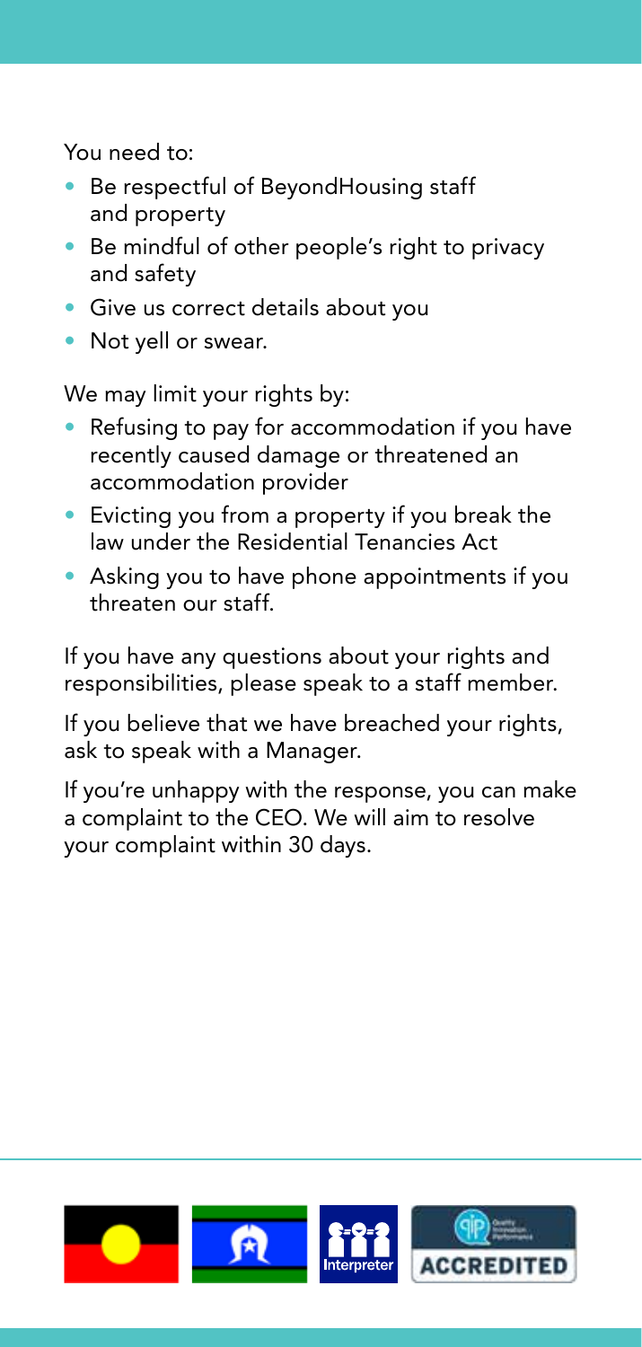You need to:

- Be respectful of BeyondHousing staff and property
- Be mindful of other people's right to privacy and safety
- Give us correct details about you
- Not yell or swear.

We may limit your rights by:

- Refusing to pay for accommodation if you have recently caused damage or threatened an accommodation provider
- Evicting you from a property if you break the law under the Residential Tenancies Act
- Asking you to have phone appointments if you threaten our staff.

If you have any questions about your rights and responsibilities, please speak to a staff member.

If you believe that we have breached your rights, ask to speak with a Manager.

If you're unhappy with the response, you can make a complaint to the CEO. We will aim to resolve your complaint within 30 days.

Interpreter

ACCREDITED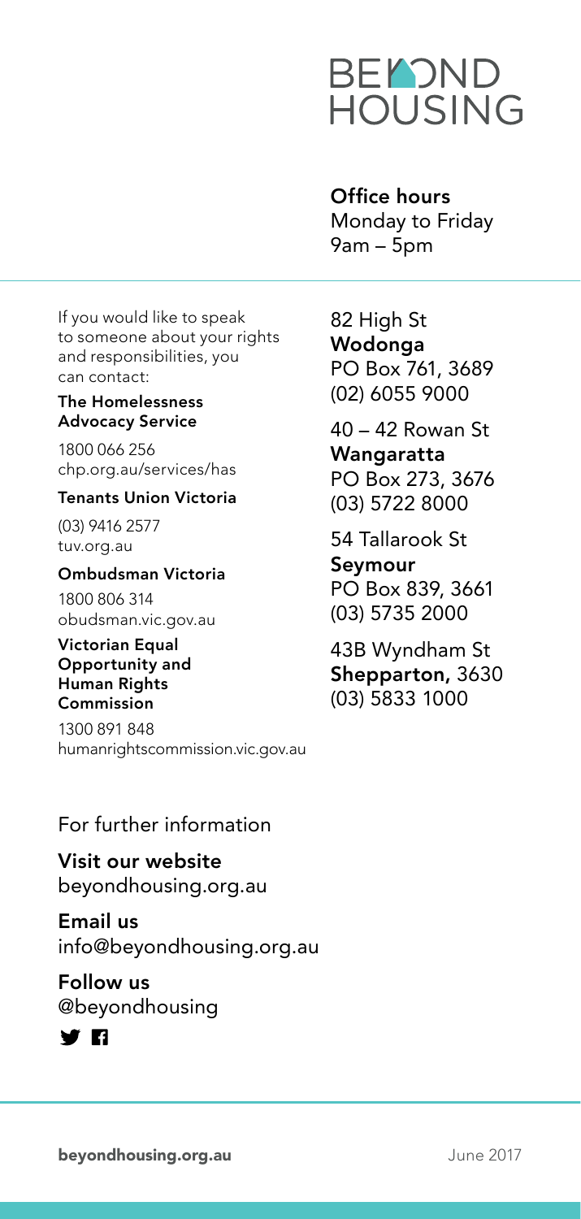# BEYOND HOUSING

**Office hours**
Monday to Friday
9am – 5pm

If you would like to speak to someone about your rights and responsibilities, you can contact:

**The Homelessness Advocacy Service**

1800 066 256
chp.org.au/services/has

**Tenants Union Victoria**

(03) 9416 2577
tuv.org.au

**Ombudsman Victoria**

1800 806 314
obudsman.vic.gov.au

**Victorian Equal Opportunity and Human Rights Commission**

1300 891 848
humanrightscommission.vic.gov.au

82 High St
**Wodonga**
PO Box 761, 3689
(02) 6055 9000

40 – 42 Rowan St
**Wangaratta**
PO Box 273, 3676
(03) 5722 8000

54 Tallarook St
**Seymour**
PO Box 839, 3661
(03) 5735 2000

43B Wyndham St
**Shepparton,** 3630
(03) 5833 1000

For further information

**Visit our website**
beyondhousing.org.au

**Email us**
info@beyondhousing.org.au

**Follow us**
@beyondhousing

**beyondhousing.org.au**

June 2017